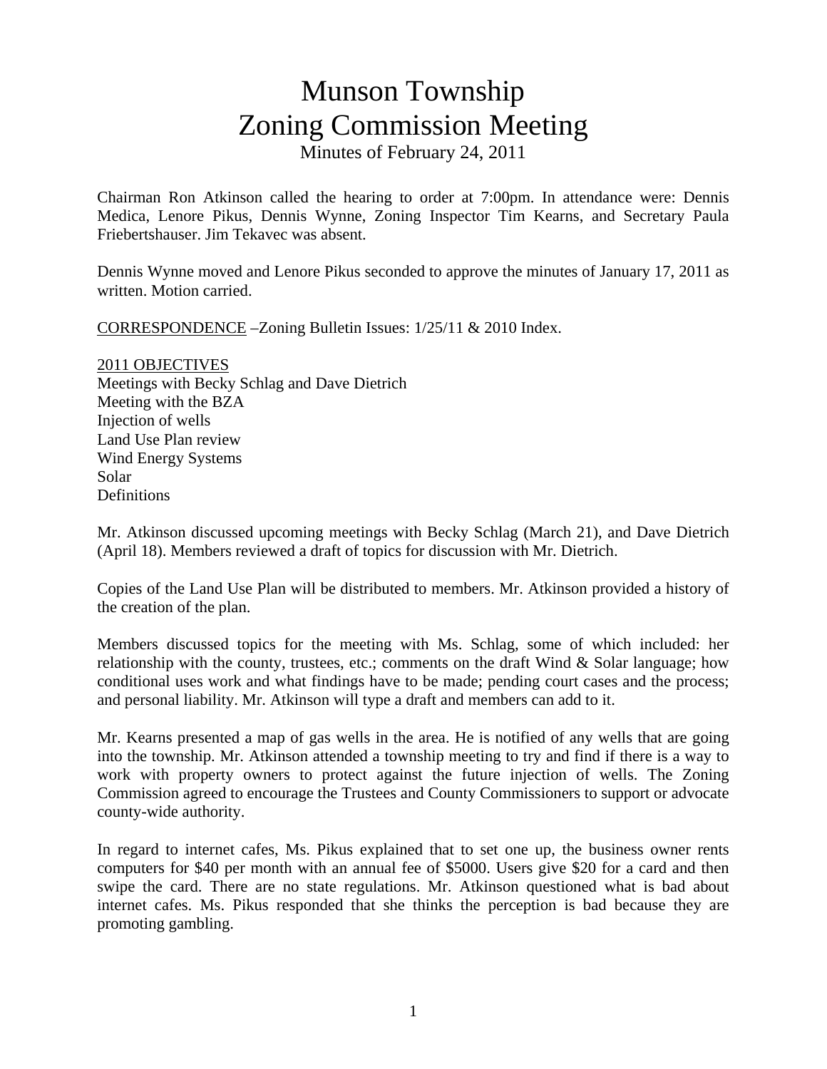# Munson Township
# Zoning Commission Meeting

Minutes of February 24, 2011

Chairman Ron Atkinson called the hearing to order at 7:00pm. In attendance were: Dennis Medica, Lenore Pikus, Dennis Wynne, Zoning Inspector Tim Kearns, and Secretary Paula Friebertshauser. Jim Tekavec was absent.

Dennis Wynne moved and Lenore Pikus seconded to approve the minutes of January 17, 2011 as written. Motion carried.

<u>CORRESPONDENCE</u> –Zoning Bulletin Issues: 1/25/11 & 2010 Index.

<u>2011 OBJECTIVES</u>

Meetings with Becky Schlag and Dave Dietrich
Meeting with the BZA
Injection of wells
Land Use Plan review
Wind Energy Systems
Solar
Definitions

Mr. Atkinson discussed upcoming meetings with Becky Schlag (March 21), and Dave Dietrich (April 18). Members reviewed a draft of topics for discussion with Mr. Dietrich.

Copies of the Land Use Plan will be distributed to members. Mr. Atkinson provided a history of the creation of the plan.

Members discussed topics for the meeting with Ms. Schlag, some of which included: her relationship with the county, trustees, etc.; comments on the draft Wind & Solar language; how conditional uses work and what findings have to be made; pending court cases and the process; and personal liability. Mr. Atkinson will type a draft and members can add to it.

Mr. Kearns presented a map of gas wells in the area. He is notified of any wells that are going into the township. Mr. Atkinson attended a township meeting to try and find if there is a way to work with property owners to protect against the future injection of wells. The Zoning Commission agreed to encourage the Trustees and County Commissioners to support or advocate county-wide authority.

In regard to internet cafes, Ms. Pikus explained that to set one up, the business owner rents computers for $40 per month with an annual fee of $5000. Users give $20 for a card and then swipe the card. There are no state regulations. Mr. Atkinson questioned what is bad about internet cafes. Ms. Pikus responded that she thinks the perception is bad because they are promoting gambling.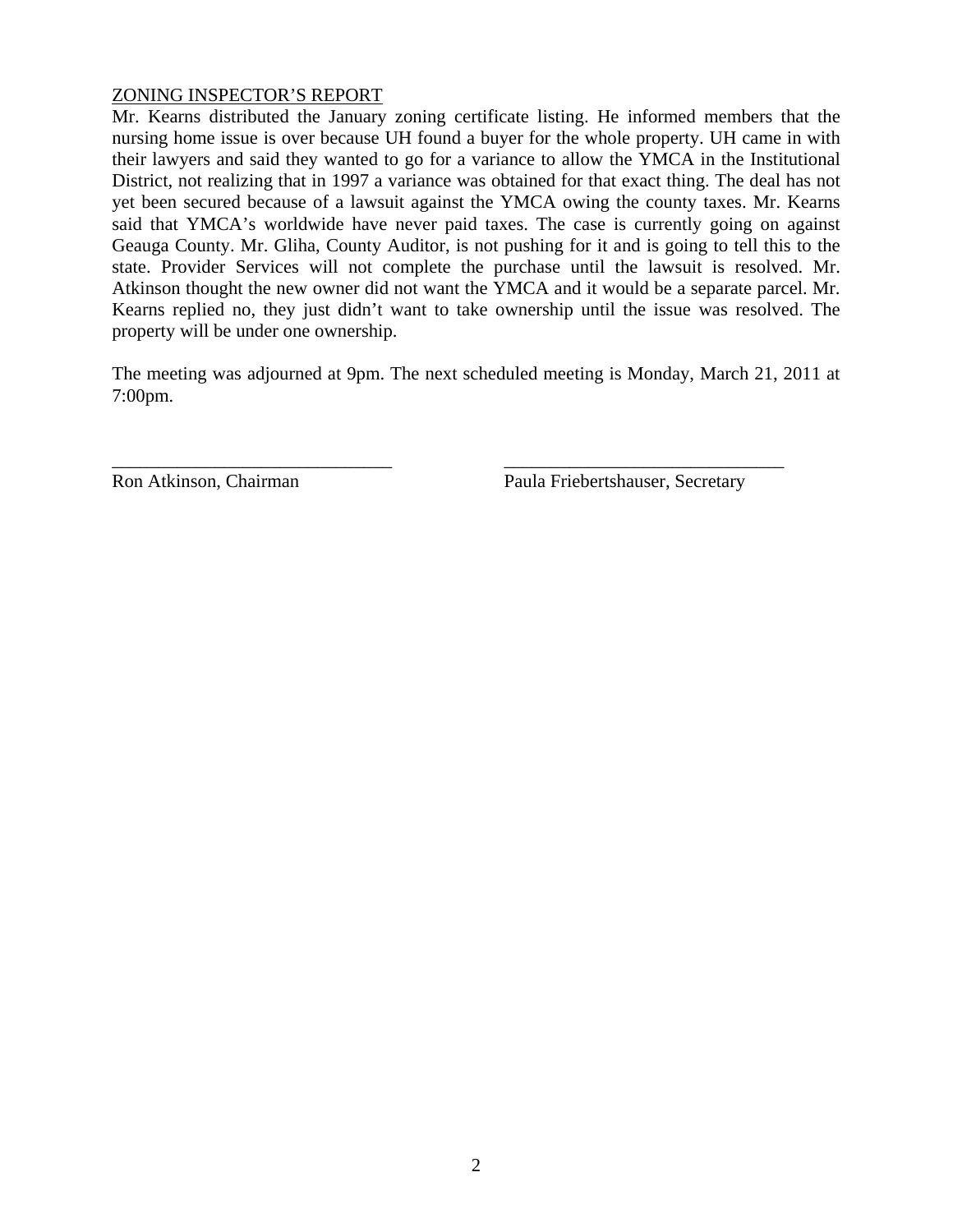ZONING INSPECTOR'S REPORT

Mr. Kearns distributed the January zoning certificate listing. He informed members that the nursing home issue is over because UH found a buyer for the whole property. UH came in with their lawyers and said they wanted to go for a variance to allow the YMCA in the Institutional District, not realizing that in 1997 a variance was obtained for that exact thing. The deal has not yet been secured because of a lawsuit against the YMCA owing the county taxes. Mr. Kearns said that YMCA's worldwide have never paid taxes. The case is currently going on against Geauga County. Mr. Gliha, County Auditor, is not pushing for it and is going to tell this to the state. Provider Services will not complete the purchase until the lawsuit is resolved. Mr. Atkinson thought the new owner did not want the YMCA and it would be a separate parcel. Mr. Kearns replied no, they just didn't want to take ownership until the issue was resolved. The property will be under one ownership.

The meeting was adjourned at 9pm. The next scheduled meeting is Monday, March 21, 2011 at 7:00pm.

______________________________ ______________________________

Ron Atkinson, Chairman Paula Friebertshauser, Secretary